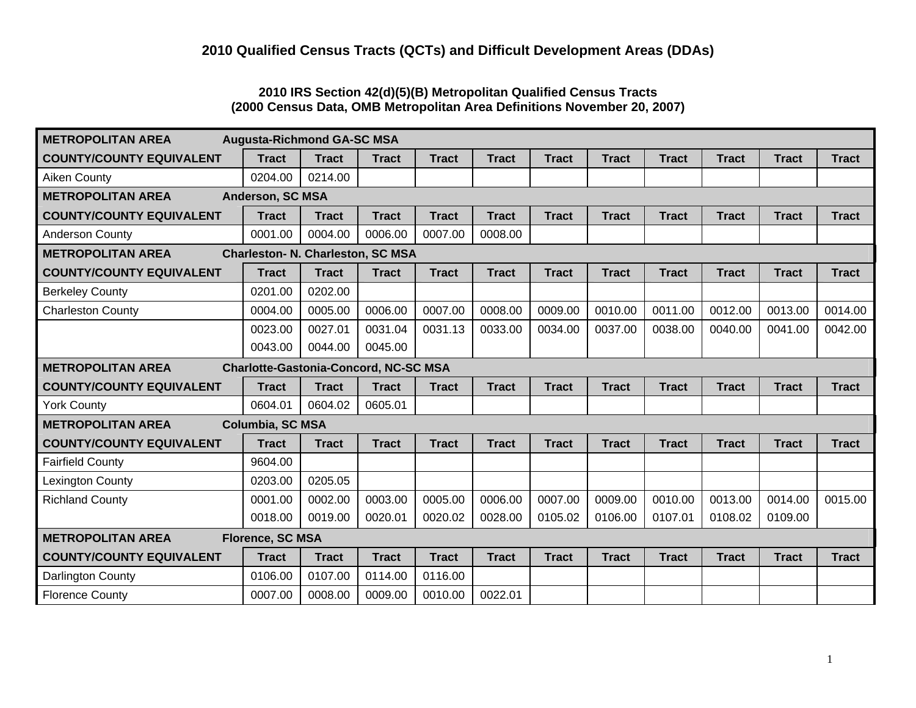# 2010 Qualified Census Tracts (QCTs) and Difficult Development Areas (DDAs)

## 2010 IRS Section 42(d)(5)(B) Metropolitan Qualified Census Tracts
### (2000 Census Data, OMB Metropolitan Area Definitions November 20, 2007)

| METROPOLITAN AREA | Augusta-Richmond GA-SC MSA | | | | | | | | | |
|---|---|---|---|---|---|---|---|---|---|---|
| **COUNTY/COUNTY EQUIVALENT** | **Tract** | **Tract** | **Tract** | **Tract** | **Tract** | **Tract** | **Tract** | **Tract** | **Tract** | **Tract** | **Tract** |
| Aiken County | 0204.00 | 0214.00 | | | | | | | | | |
| **METROPOLITAN AREA** | **Anderson, SC MSA** | | | | | | | | | | |
| **COUNTY/COUNTY EQUIVALENT** | **Tract** | **Tract** | **Tract** | **Tract** | **Tract** | **Tract** | **Tract** | **Tract** | **Tract** | **Tract** | **Tract** |
| Anderson County | 0001.00 | 0004.00 | 0006.00 | 0007.00 | 0008.00 | | | | | | |
| **METROPOLITAN AREA** | **Charleston- N. Charleston, SC MSA** | | | | | | | | | | |
| **COUNTY/COUNTY EQUIVALENT** | **Tract** | **Tract** | **Tract** | **Tract** | **Tract** | **Tract** | **Tract** | **Tract** | **Tract** | **Tract** | **Tract** |
| Berkeley County | 0201.00 | 0202.00 | | | | | | | | | |
| Charleston County | 0004.00 | 0005.00 | 0006.00 | 0007.00 | 0008.00 | 0009.00 | 0010.00 | 0011.00 | 0012.00 | 0013.00 | 0014.00 |
| | 0023.00 | 0027.01 | 0031.04 | 0031.13 | 0033.00 | 0034.00 | 0037.00 | 0038.00 | 0040.00 | 0041.00 | 0042.00 |
| | 0043.00 | 0044.00 | 0045.00 | | | | | | | | |
| **METROPOLITAN AREA** | **Charlotte-Gastonia-Concord, NC-SC MSA** | | | | | | | | | | |
| **COUNTY/COUNTY EQUIVALENT** | **Tract** | **Tract** | **Tract** | **Tract** | **Tract** | **Tract** | **Tract** | **Tract** | **Tract** | **Tract** | **Tract** |
| York County | 0604.01 | 0604.02 | 0605.01 | | | | | | | | |
| **METROPOLITAN AREA** | **Columbia, SC MSA** | | | | | | | | | | |
| **COUNTY/COUNTY EQUIVALENT** | **Tract** | **Tract** | **Tract** | **Tract** | **Tract** | **Tract** | **Tract** | **Tract** | **Tract** | **Tract** | **Tract** |
| Fairfield County | 9604.00 | | | | | | | | | | |
| Lexington County | 0203.00 | 0205.05 | | | | | | | | | |
| Richland County | 0001.00 | 0002.00 | 0003.00 | 0005.00 | 0006.00 | 0007.00 | 0009.00 | 0010.00 | 0013.00 | 0014.00 | 0015.00 |
| | 0018.00 | 0019.00 | 0020.01 | 0020.02 | 0028.00 | 0105.02 | 0106.00 | 0107.01 | 0108.02 | 0109.00 | |
| **METROPOLITAN AREA** | **Florence, SC MSA** | | | | | | | | | | |
| **COUNTY/COUNTY EQUIVALENT** | **Tract** | **Tract** | **Tract** | **Tract** | **Tract** | **Tract** | **Tract** | **Tract** | **Tract** | **Tract** | **Tract** |
| Darlington County | 0106.00 | 0107.00 | 0114.00 | 0116.00 | | | | | | | |
| Florence County | 0007.00 | 0008.00 | 0009.00 | 0010.00 | 0022.01 | | | | | | |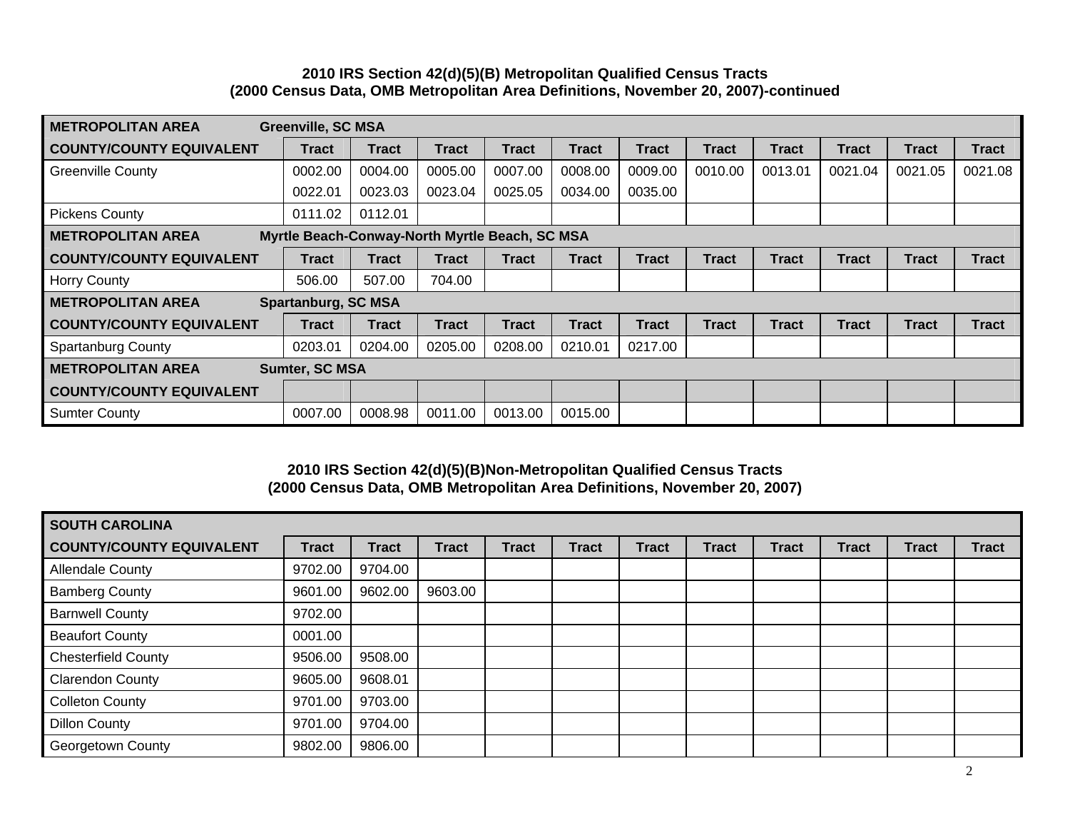## 2010 IRS Section 42(d)(5)(B) Metropolitan Qualified Census Tracts
## (2000 Census Data, OMB Metropolitan Area Definitions, November 20, 2007)-continued

| **METROPOLITAN AREA** | **Greenville, SC MSA** | | | | | | | | | | |
|---|---|---|---|---|---|---|---|---|---|---|---|
| **COUNTY/COUNTY EQUIVALENT** | **Tract** | **Tract** | **Tract** | **Tract** | **Tract** | **Tract** | **Tract** | **Tract** | **Tract** | **Tract** | **Tract** |
| Greenville County | 0002.00 | 0004.00 | 0005.00 | 0007.00 | 0008.00 | 0009.00 | 0010.00 | 0013.01 | 0021.04 | 0021.05 | 0021.08 |
| | 0022.01 | 0023.03 | 0023.04 | 0025.05 | 0034.00 | 0035.00 | | | | | |
| Pickens County | 0111.02 | 0112.01 | | | | | | | | | |
| **METROPOLITAN AREA** | **Myrtle Beach-Conway-North Myrtle Beach, SC MSA** | | | | | | | | | | |
| **COUNTY/COUNTY EQUIVALENT** | **Tract** | **Tract** | **Tract** | **Tract** | **Tract** | **Tract** | **Tract** | **Tract** | **Tract** | **Tract** | **Tract** |
| Horry County | 506.00 | 507.00 | 704.00 | | | | | | | | |
| **METROPOLITAN AREA** | **Spartanburg, SC MSA** | | | | | | | | | | |
| **COUNTY/COUNTY EQUIVALENT** | **Tract** | **Tract** | **Tract** | **Tract** | **Tract** | **Tract** | **Tract** | **Tract** | **Tract** | **Tract** | **Tract** |
| Spartanburg County | 0203.01 | 0204.00 | 0205.00 | 0208.00 | 0210.01 | 0217.00 | | | | | |
| **METROPOLITAN AREA** | **Sumter, SC MSA** | | | | | | | | | | |
| **COUNTY/COUNTY EQUIVALENT** | | | | | | | | | | | |
| Sumter County | 0007.00 | 0008.98 | 0011.00 | 0013.00 | 0015.00 | | | | | | |

## 2010 IRS Section 42(d)(5)(B)Non-Metropolitan Qualified Census Tracts
## (2000 Census Data, OMB Metropolitan Area Definitions, November 20, 2007)

| **SOUTH CAROLINA** | | | | | | | | | | | |
|---|---|---|---|---|---|---|---|---|---|---|---|
| **COUNTY/COUNTY EQUIVALENT** | **Tract** | **Tract** | **Tract** | **Tract** | **Tract** | **Tract** | **Tract** | **Tract** | **Tract** | **Tract** | **Tract** |
| Allendale County | 9702.00 | 9704.00 | | | | | | | | | |
| Bamberg County | 9601.00 | 9602.00 | 9603.00 | | | | | | | | |
| Barnwell County | 9702.00 | | | | | | | | | | |
| Beaufort County | 0001.00 | | | | | | | | | | |
| Chesterfield County | 9506.00 | 9508.00 | | | | | | | | | |
| Clarendon County | 9605.00 | 9608.01 | | | | | | | | | |
| Colleton County | 9701.00 | 9703.00 | | | | | | | | | |
| Dillon County | 9701.00 | 9704.00 | | | | | | | | | |
| Georgetown County | 9802.00 | 9806.00 | | | | | | | | | |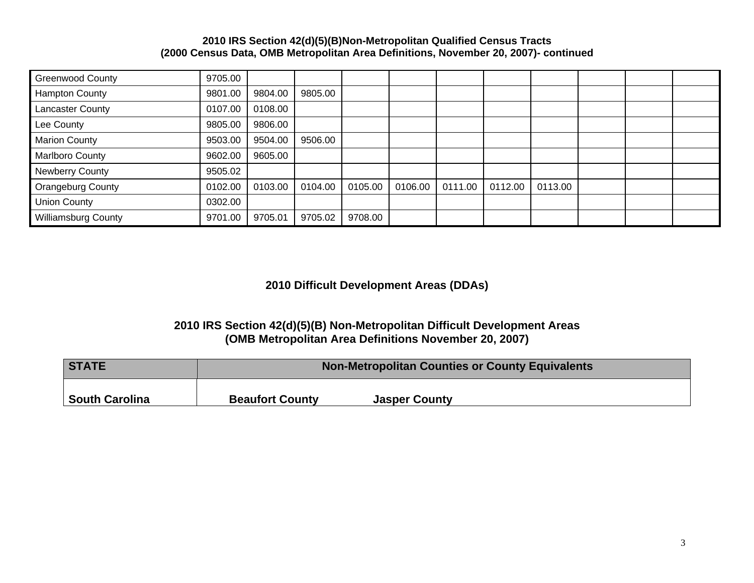### 2010 IRS Section 42(d)(5)(B)Non-Metropolitan Qualified Census Tracts
### (2000 Census Data, OMB Metropolitan Area Definitions, November 20, 2007)- continued

| | | | | | | | | | | | |
|---|---|---|---|---|---|---|---|---|---|---|---|
| Greenwood County | 9705.00 | | | | | | | | | | |
| Hampton County | 9801.00 | 9804.00 | 9805.00 | | | | | | | | |
| Lancaster County | 0107.00 | 0108.00 | | | | | | | | | |
| Lee County | 9805.00 | 9806.00 | | | | | | | | | |
| Marion County | 9503.00 | 9504.00 | 9506.00 | | | | | | | | |
| Marlboro County | 9602.00 | 9605.00 | | | | | | | | | |
| Newberry County | 9505.02 | | | | | | | | | | |
| Orangeburg County | 0102.00 | 0103.00 | 0104.00 | 0105.00 | 0106.00 | 0111.00 | 0112.00 | 0113.00 | | | |
| Union County | 0302.00 | | | | | | | | | | |
| Williamsburg County | 9701.00 | 9705.01 | 9705.02 | 9708.00 | | | | | | | |

## 2010 Difficult Development Areas (DDAs)

### 2010 IRS Section 42(d)(5)(B) Non-Metropolitan Difficult Development Areas
### (OMB Metropolitan Area Definitions November 20, 2007)

| STATE | Non-Metropolitan Counties or County Equivalents | |
|---|---|---|
| **South Carolina** | **Beaufort County** | **Jasper County** |